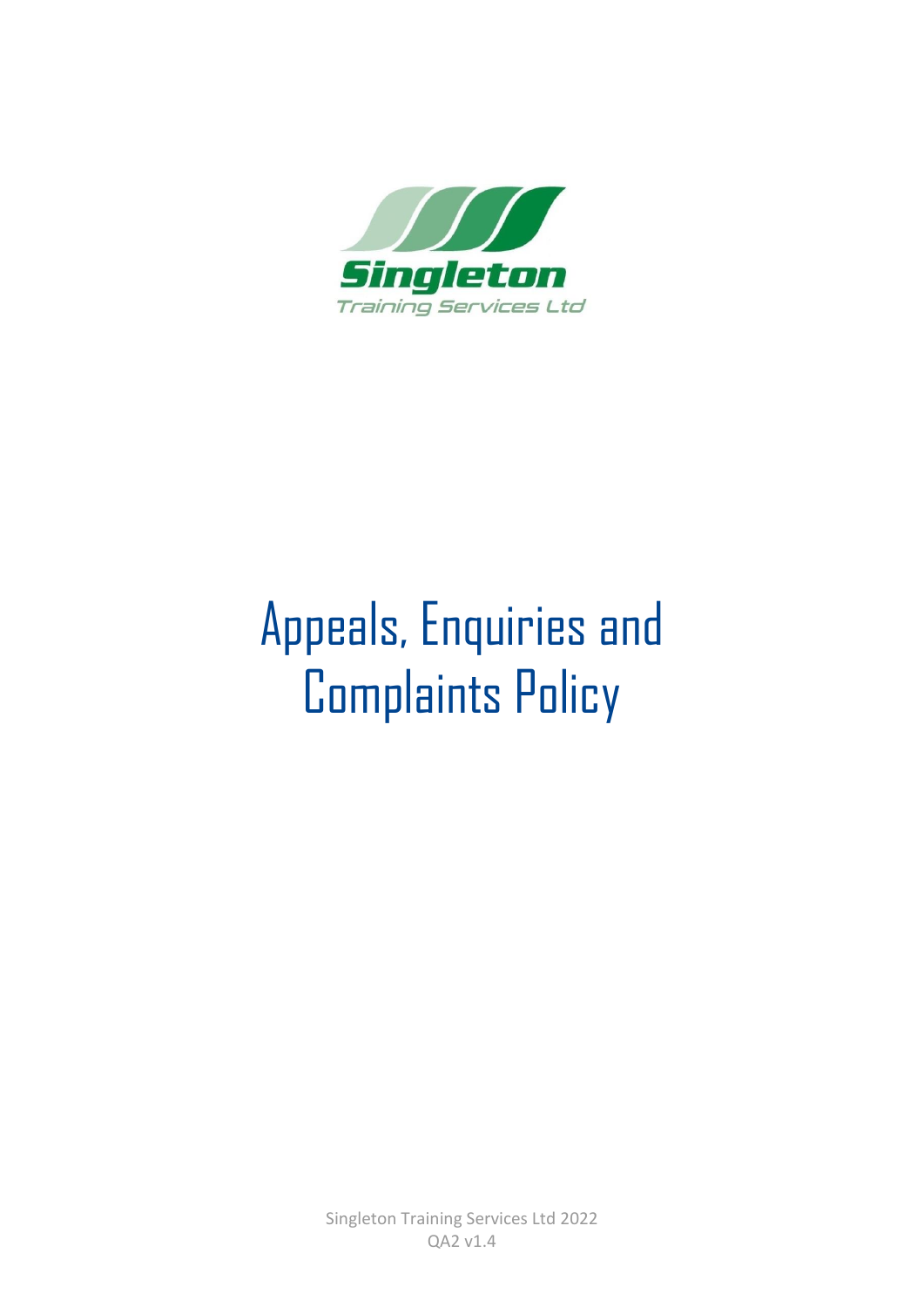Singleton
Training Services Ltd

# Appeals, Enquiries and Complaints Policy

Singleton Training Services Ltd 2022
QA2 v1.4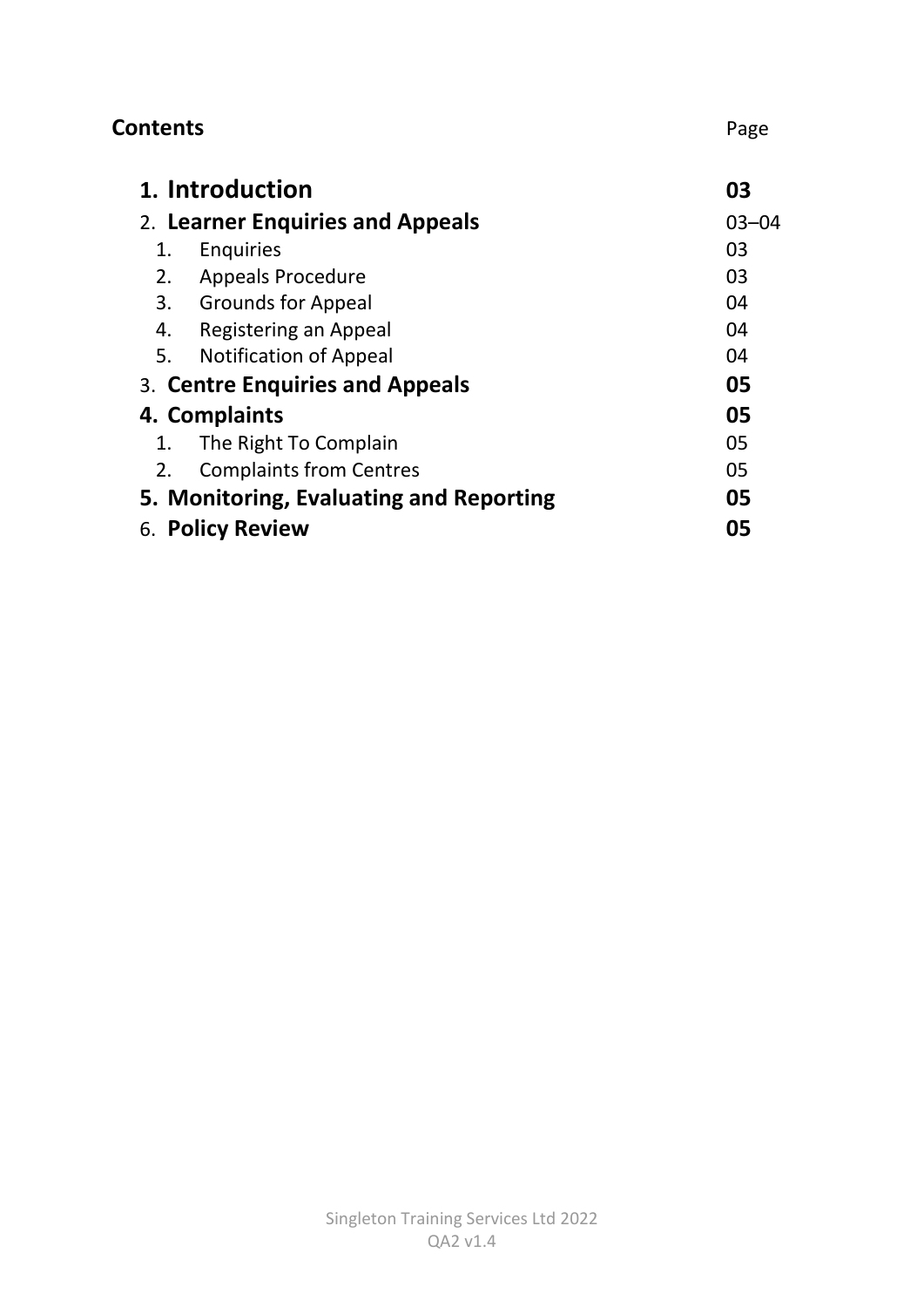**Contents** Page

| | |
|---|---|
| **1. Introduction** | **03** |
| 2. **Learner Enquiries and Appeals** | 03–04 |
| 1. Enquiries | 03 |
| 2. Appeals Procedure | 03 |
| 3. Grounds for Appeal | 04 |
| 4. Registering an Appeal | 04 |
| 5. Notification of Appeal | 04 |
| 3. **Centre Enquiries and Appeals** | **05** |
| **4. Complaints** | **05** |
| 1. The Right To Complain | 05 |
| 2. Complaints from Centres | 05 |
| **5. Monitoring, Evaluating and Reporting** | **05** |
| 6. **Policy Review** | **05** |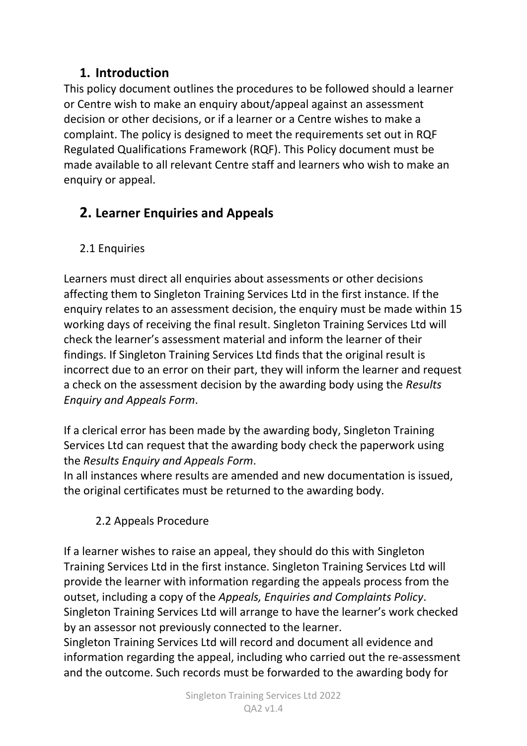## 1. Introduction

This policy document outlines the procedures to be followed should a learner or Centre wish to make an enquiry about/appeal against an assessment decision or other decisions, or if a learner or a Centre wishes to make a complaint. The policy is designed to meet the requirements set out in RQF Regulated Qualifications Framework (RQF). This Policy document must be made available to all relevant Centre staff and learners who wish to make an enquiry or appeal.

## 2. Learner Enquiries and Appeals

### 2.1 Enquiries

Learners must direct all enquiries about assessments or other decisions affecting them to Singleton Training Services Ltd in the first instance. If the enquiry relates to an assessment decision, the enquiry must be made within 15 working days of receiving the final result. Singleton Training Services Ltd will check the learner's assessment material and inform the learner of their findings. If Singleton Training Services Ltd finds that the original result is incorrect due to an error on their part, they will inform the learner and request a check on the assessment decision by the awarding body using the *Results Enquiry and Appeals Form*.

If a clerical error has been made by the awarding body, Singleton Training Services Ltd can request that the awarding body check the paperwork using the *Results Enquiry and Appeals Form*.
In all instances where results are amended and new documentation is issued, the original certificates must be returned to the awarding body.

### 2.2 Appeals Procedure

If a learner wishes to raise an appeal, they should do this with Singleton Training Services Ltd in the first instance. Singleton Training Services Ltd will provide the learner with information regarding the appeals process from the outset, including a copy of the *Appeals, Enquiries and Complaints Policy*. Singleton Training Services Ltd will arrange to have the learner's work checked by an assessor not previously connected to the learner.
Singleton Training Services Ltd will record and document all evidence and information regarding the appeal, including who carried out the re-assessment and the outcome. Such records must be forwarded to the awarding body for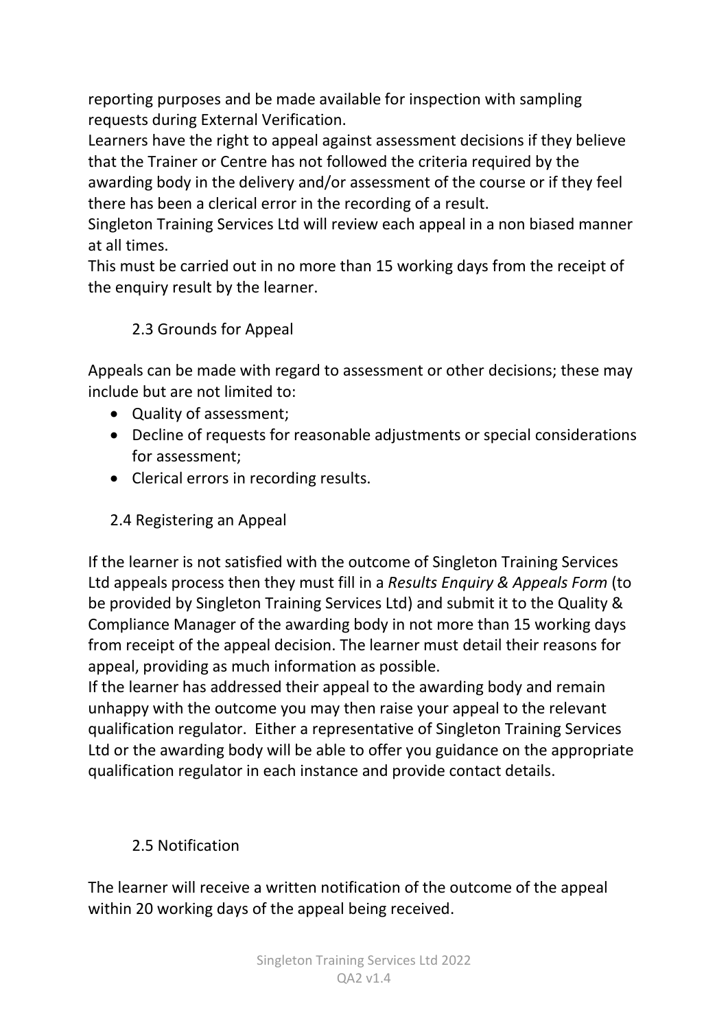reporting purposes and be made available for inspection with sampling requests during External Verification.

Learners have the right to appeal against assessment decisions if they believe that the Trainer or Centre has not followed the criteria required by the awarding body in the delivery and/or assessment of the course or if they feel there has been a clerical error in the recording of a result.

Singleton Training Services Ltd will review each appeal in a non biased manner at all times.

This must be carried out in no more than 15 working days from the receipt of the enquiry result by the learner.

### 2.3 Grounds for Appeal

Appeals can be made with regard to assessment or other decisions; these may include but are not limited to:

- Quality of assessment;
- Decline of requests for reasonable adjustments or special considerations for assessment;
- Clerical errors in recording results.

### 2.4 Registering an Appeal

If the learner is not satisfied with the outcome of Singleton Training Services Ltd appeals process then they must fill in a *Results Enquiry & Appeals Form* (to be provided by Singleton Training Services Ltd) and submit it to the Quality & Compliance Manager of the awarding body in not more than 15 working days from receipt of the appeal decision. The learner must detail their reasons for appeal, providing as much information as possible.

If the learner has addressed their appeal to the awarding body and remain unhappy with the outcome you may then raise your appeal to the relevant qualification regulator. Either a representative of Singleton Training Services Ltd or the awarding body will be able to offer you guidance on the appropriate qualification regulator in each instance and provide contact details.

### 2.5 Notification

The learner will receive a written notification of the outcome of the appeal within 20 working days of the appeal being received.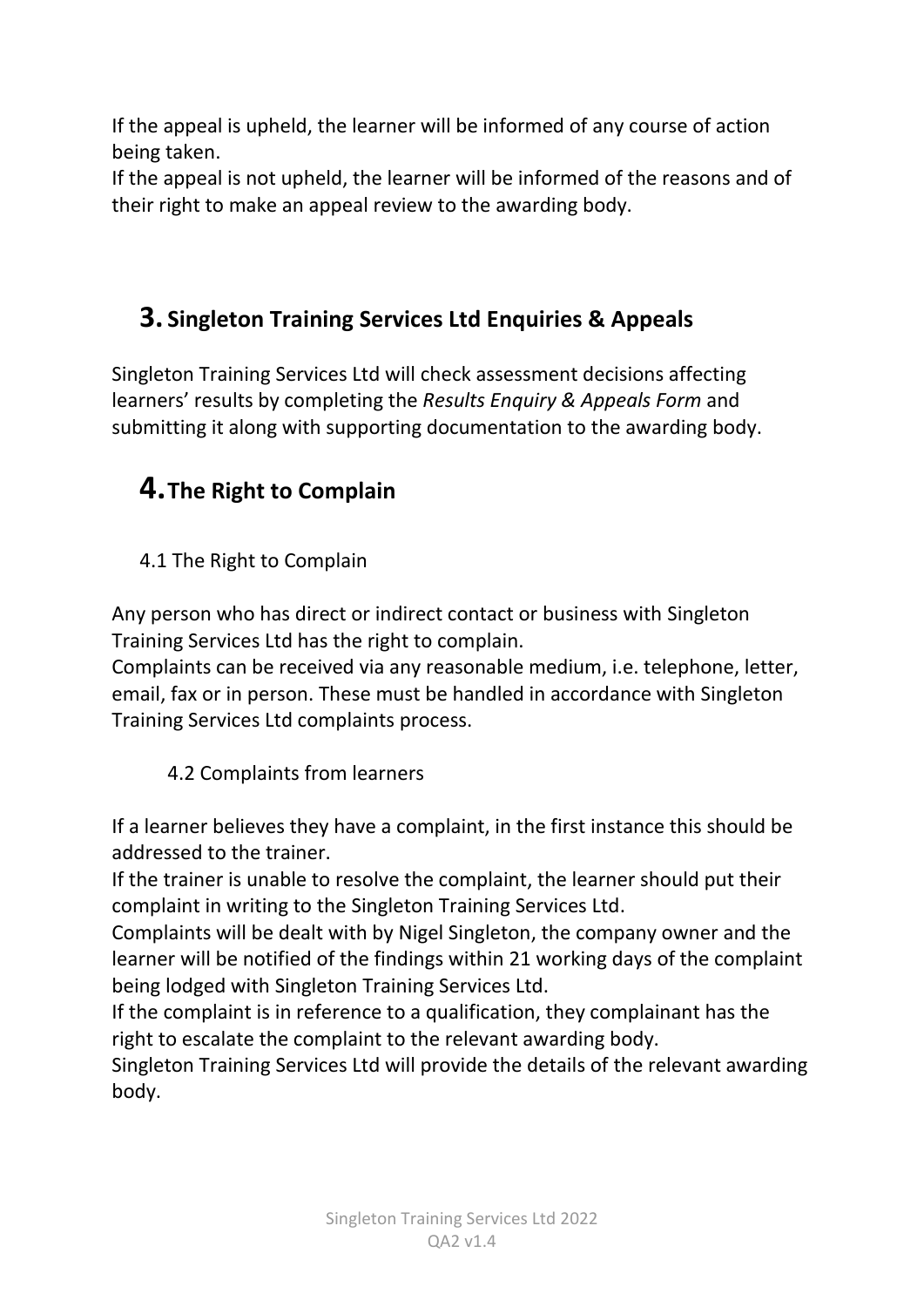If the appeal is upheld, the learner will be informed of any course of action being taken.
If the appeal is not upheld, the learner will be informed of the reasons and of their right to make an appeal review to the awarding body.

## 3. Singleton Training Services Ltd Enquiries & Appeals

Singleton Training Services Ltd will check assessment decisions affecting learners' results by completing the *Results Enquiry & Appeals Form* and submitting it along with supporting documentation to the awarding body.

## 4. The Right to Complain

### 4.1 The Right to Complain

Any person who has direct or indirect contact or business with Singleton Training Services Ltd has the right to complain.
Complaints can be received via any reasonable medium, i.e. telephone, letter, email, fax or in person. These must be handled in accordance with Singleton Training Services Ltd complaints process.

### 4.2 Complaints from learners

If a learner believes they have a complaint, in the first instance this should be addressed to the trainer.
If the trainer is unable to resolve the complaint, the learner should put their complaint in writing to the Singleton Training Services Ltd.
Complaints will be dealt with by Nigel Singleton, the company owner and the learner will be notified of the findings within 21 working days of the complaint being lodged with Singleton Training Services Ltd.
If the complaint is in reference to a qualification, they complainant has the right to escalate the complaint to the relevant awarding body.
Singleton Training Services Ltd will provide the details of the relevant awarding body.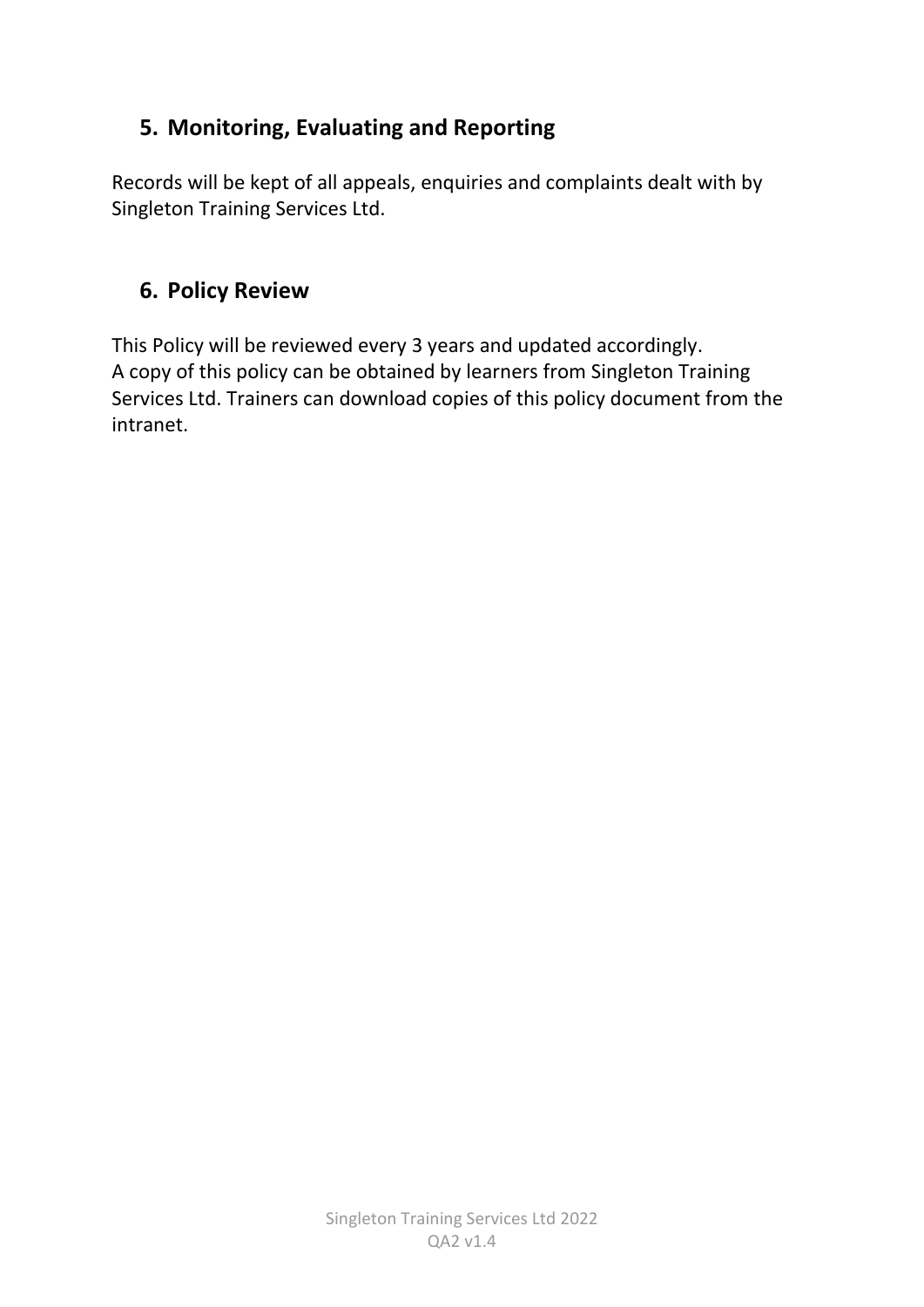## 5. Monitoring, Evaluating and Reporting

Records will be kept of all appeals, enquiries and complaints dealt with by Singleton Training Services Ltd.

## 6. Policy Review

This Policy will be reviewed every 3 years and updated accordingly.
A copy of this policy can be obtained by learners from Singleton Training Services Ltd. Trainers can download copies of this policy document from the intranet.